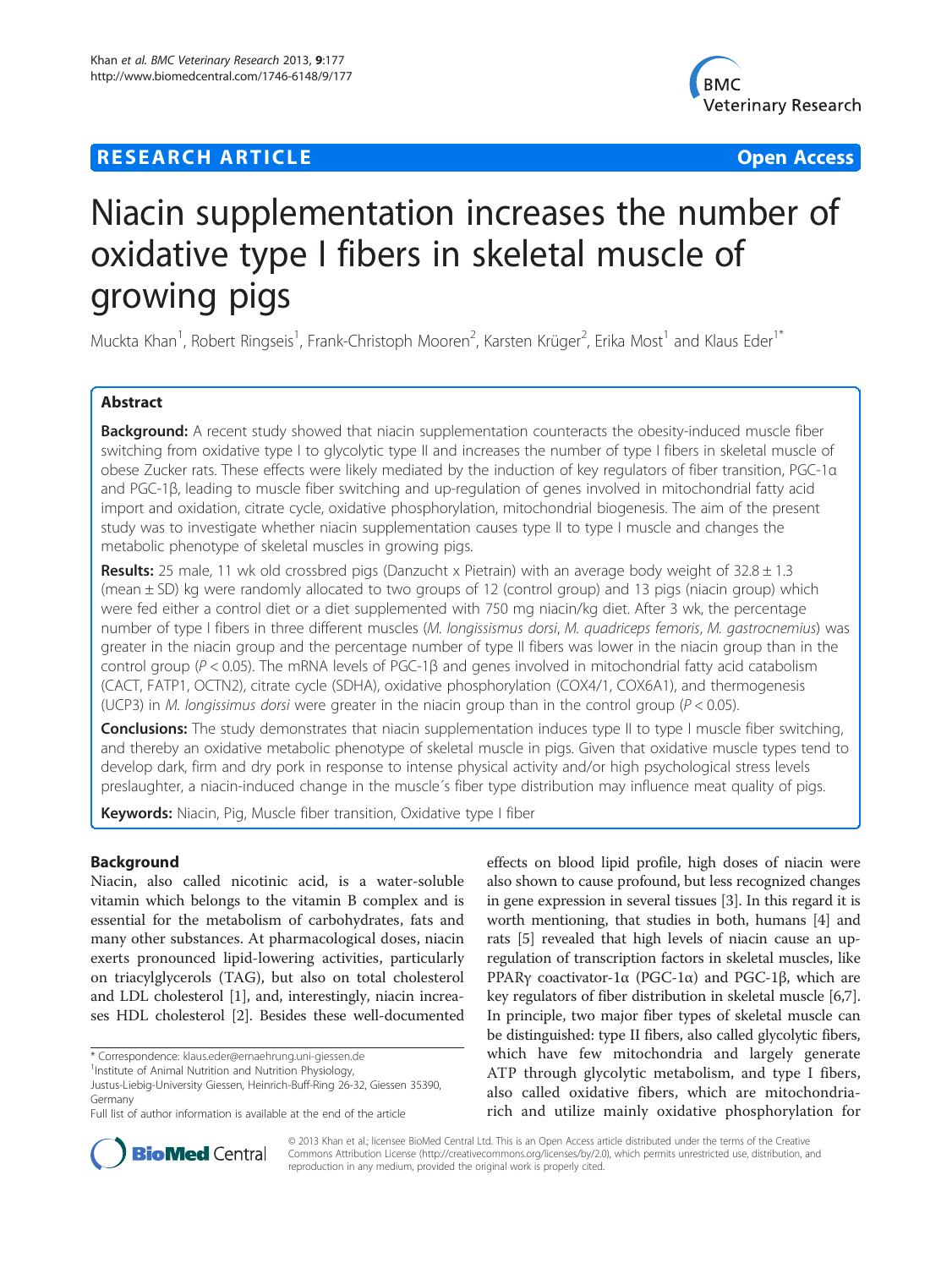# Niacin supplementation increases the number of oxidative type I fibers in skeletal muscle of growing pigs

Muckta Khan[1], Robert Ringseis[1], Frank-Christoph Mooren[2], Karsten Krüger[2], Erika Most[1] and Klaus Eder[1*]

## Abstract

**Background:** A recent study showed that niacin supplementation counteracts the obesity-induced muscle fiber switching from oxidative type I to glycolytic type II and increases the number of type I fibers in skeletal muscle of obese Zucker rats. These effects were likely mediated by the induction of key regulators of fiber transition, PGC-1α and PGC-1β, leading to muscle fiber switching and up-regulation of genes involved in mitochondrial fatty acid import and oxidation, citrate cycle, oxidative phosphorylation, mitochondrial biogenesis. The aim of the present study was to investigate whether niacin supplementation causes type II to type I muscle and changes the metabolic phenotype of skeletal muscles in growing pigs.

**Results:** 25 male, 11 wk old crossbred pigs (Danzucht x Pietrain) with an average body weight of 32.8 ± 1.3 (mean ± SD) kg were randomly allocated to two groups of 12 (control group) and 13 pigs (niacin group) which were fed either a control diet or a diet supplemented with 750 mg niacin/kg diet. After 3 wk, the percentage number of type I fibers in three different muscles (*M. longissismus dorsi*, *M. quadriceps femoris*, *M. gastrocnemius*) was greater in the niacin group and the percentage number of type II fibers was lower in the niacin group than in the control group ($P < 0.05$). The mRNA levels of PGC-1β and genes involved in mitochondrial fatty acid catabolism (CACT, FATP1, OCTN2), citrate cycle (SDHA), oxidative phosphorylation (COX4/1, COX6A1), and thermogenesis (UCP3) in *M. longissimus dorsi* were greater in the niacin group than in the control group ($P < 0.05$).

**Conclusions:** The study demonstrates that niacin supplementation induces type II to type I muscle fiber switching, and thereby an oxidative metabolic phenotype of skeletal muscle in pigs. Given that oxidative muscle types tend to develop dark, firm and dry pork in response to intense physical activity and/or high psychological stress levels preslaughter, a niacin-induced change in the muscle´s fiber type distribution may influence meat quality of pigs.

**Keywords:** Niacin, Pig, Muscle fiber transition, Oxidative type I fiber

## Background

Niacin, also called nicotinic acid, is a water-soluble vitamin which belongs to the vitamin B complex and is essential for the metabolism of carbohydrates, fats and many other substances. At pharmacological doses, niacin exerts pronounced lipid-lowering activities, particularly on triacylglycerols (TAG), but also on total cholesterol and LDL cholesterol [1], and, interestingly, niacin increases HDL cholesterol [2]. Besides these well-documented effects on blood lipid profile, high doses of niacin were also shown to cause profound, but less recognized changes in gene expression in several tissues [3]. In this regard it is worth mentioning, that studies in both, humans [4] and rats [5] revealed that high levels of niacin cause an up-regulation of transcription factors in skeletal muscles, like PPARγ coactivator-1α (PGC-1α) and PGC-1β, which are key regulators of fiber distribution in skeletal muscle [6,7]. In principle, two major fiber types of skeletal muscle can be distinguished: type II fibers, also called glycolytic fibers, which have few mitochondria and largely generate ATP through glycolytic metabolism, and type I fibers, also called oxidative fibers, which are mitochondria-rich and utilize mainly oxidative phosphorylation for

\* Correspondence: klaus.eder@ernaehrung.uni-giessen.de
[1]Institute of Animal Nutrition and Nutrition Physiology, Justus-Liebig-University Giessen, Heinrich-Buff-Ring 26-32, Giessen 35390, Germany
Full list of author information is available at the end of the article

© 2013 Khan et al.; licensee BioMed Central Ltd. This is an Open Access article distributed under the terms of the Creative Commons Attribution License (http://creativecommons.org/licenses/by/2.0), which permits unrestricted use, distribution, and reproduction in any medium, provided the original work is properly cited.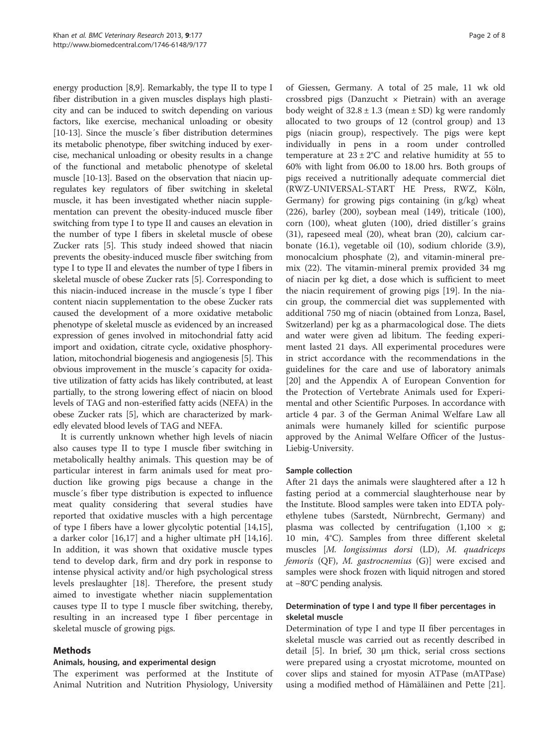energy production [8,9]. Remarkably, the type II to type I fiber distribution in a given muscles displays high plasticity and can be induced to switch depending on various factors, like exercise, mechanical unloading or obesity [10-13]. Since the muscle´s fiber distribution determines its metabolic phenotype, fiber switching induced by exercise, mechanical unloading or obesity results in a change of the functional and metabolic phenotype of skeletal muscle [10-13]. Based on the observation that niacin upregulates key regulators of fiber switching in skeletal muscle, it has been investigated whether niacin supplementation can prevent the obesity-induced muscle fiber switching from type I to type II and causes an elevation in the number of type I fibers in skeletal muscle of obese Zucker rats [5]. This study indeed showed that niacin prevents the obesity-induced muscle fiber switching from type I to type II and elevates the number of type I fibers in skeletal muscle of obese Zucker rats [5]. Corresponding to this niacin-induced increase in the muscle´s type I fiber content niacin supplementation to the obese Zucker rats caused the development of a more oxidative metabolic phenotype of skeletal muscle as evidenced by an increased expression of genes involved in mitochondrial fatty acid import and oxidation, citrate cycle, oxidative phosphorylation, mitochondrial biogenesis and angiogenesis [5]. This obvious improvement in the muscle´s capacity for oxidative utilization of fatty acids has likely contributed, at least partially, to the strong lowering effect of niacin on blood levels of TAG and non-esterified fatty acids (NEFA) in the obese Zucker rats [5], which are characterized by markedly elevated blood levels of TAG and NEFA.

It is currently unknown whether high levels of niacin also causes type II to type I muscle fiber switching in metabolically healthy animals. This question may be of particular interest in farm animals used for meat production like growing pigs because a change in the muscle´s fiber type distribution is expected to influence meat quality considering that several studies have reported that oxidative muscles with a high percentage of type I fibers have a lower glycolytic potential [14,15], a darker color [16,17] and a higher ultimate pH [14,16]. In addition, it was shown that oxidative muscle types tend to develop dark, firm and dry pork in response to intense physical activity and/or high psychological stress levels preslaughter [18]. Therefore, the present study aimed to investigate whether niacin supplementation causes type II to type I muscle fiber switching, thereby, resulting in an increased type I fiber percentage in skeletal muscle of growing pigs.

## Methods

### Animals, housing, and experimental design

The experiment was performed at the Institute of Animal Nutrition and Nutrition Physiology, University of Giessen, Germany. A total of 25 male, 11 wk old crossbred pigs (Danzucht × Pietrain) with an average body weight of $32.8 \pm 1.3$ (mean ± SD) kg were randomly allocated to two groups of 12 (control group) and 13 pigs (niacin group), respectively. The pigs were kept individually in pens in a room under controlled temperature at $23 \pm 2$°C and relative humidity at 55 to 60% with light from 06.00 to 18.00 hrs. Both groups of pigs received a nutritionally adequate commercial diet (RWZ-UNIVERSAL-START HE Press, RWZ, Köln, Germany) for growing pigs containing (in g/kg) wheat (226), barley (200), soybean meal (149), triticale (100), corn (100), wheat gluten (100), dried distiller´s grains (31), rapeseed meal (20), wheat bran (20), calcium carbonate (16.1), vegetable oil (10), sodium chloride (3.9), monocalcium phosphate (2), and vitamin-mineral premix (22). The vitamin-mineral premix provided 34 mg of niacin per kg diet, a dose which is sufficient to meet the niacin requirement of growing pigs [19]. In the niacin group, the commercial diet was supplemented with additional 750 mg of niacin (obtained from Lonza, Basel, Switzerland) per kg as a pharmacological dose. The diets and water were given ad libitum. The feeding experiment lasted 21 days. All experimental procedures were in strict accordance with the recommendations in the guidelines for the care and use of laboratory animals [20] and the Appendix A of European Convention for the Protection of Vertebrate Animals used for Experimental and other Scientific Purposes. In accordance with article 4 par. 3 of the German Animal Welfare Law all animals were humanely killed for scientific purpose approved by the Animal Welfare Officer of the Justus-Liebig-University.

### Sample collection

After 21 days the animals were slaughtered after a 12 h fasting period at a commercial slaughterhouse near by the Institute. Blood samples were taken into EDTA polyethylene tubes (Sarstedt, Nürnbrecht, Germany) and plasma was collected by centrifugation (1,100 × g; 10 min, 4°C). Samples from three different skeletal muscles [*M. longissimus dorsi* (LD), *M. quadriceps femoris* (QF), *M. gastrocnemius* (G)] were excised and samples were shock frozen with liquid nitrogen and stored at −80°C pending analysis.

### Determination of type I and type II fiber percentages in skeletal muscle

Determination of type I and type II fiber percentages in skeletal muscle was carried out as recently described in detail [5]. In brief, 30 μm thick, serial cross sections were prepared using a cryostat microtome, mounted on cover slips and stained for myosin ATPase (mATPase) using a modified method of Hämäläinen and Pette [21].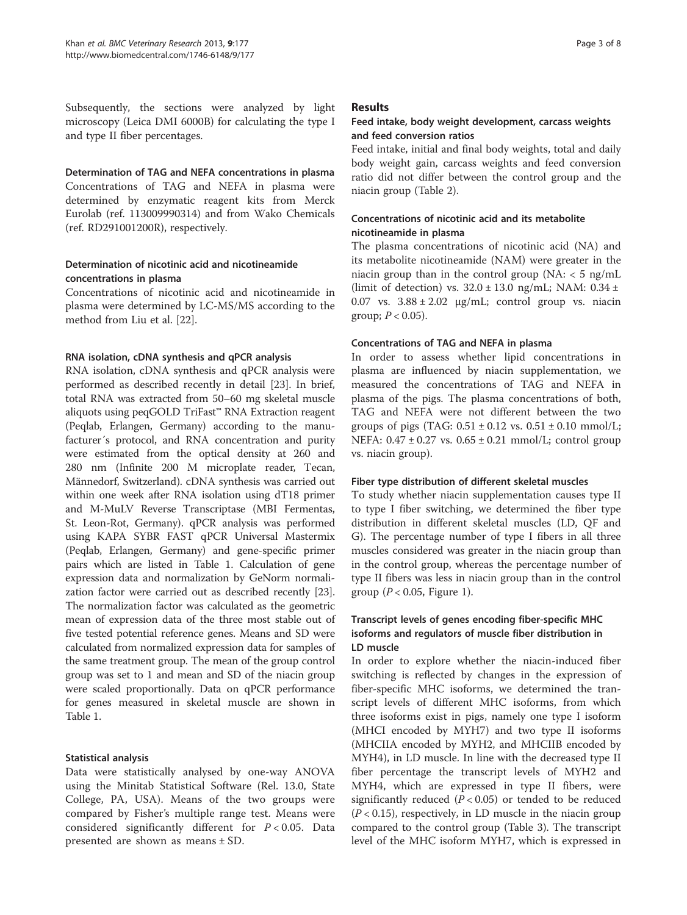Subsequently, the sections were analyzed by light microscopy (Leica DMI 6000B) for calculating the type I and type II fiber percentages.

#### Determination of TAG and NEFA concentrations in plasma

Concentrations of TAG and NEFA in plasma were determined by enzymatic reagent kits from Merck Eurolab (ref. 113009990314) and from Wako Chemicals (ref. RD291001200R), respectively.

#### Determination of nicotinic acid and nicotineamide concentrations in plasma

Concentrations of nicotinic acid and nicotineamide in plasma were determined by LC-MS/MS according to the method from Liu et al. [22].

#### RNA isolation, cDNA synthesis and qPCR analysis

RNA isolation, cDNA synthesis and qPCR analysis were performed as described recently in detail [23]. In brief, total RNA was extracted from 50–60 mg skeletal muscle aliquots using peqGOLD TriFast™ RNA Extraction reagent (Peqlab, Erlangen, Germany) according to the manufacturer´s protocol, and RNA concentration and purity were estimated from the optical density at 260 and 280 nm (Infinite 200 M microplate reader, Tecan, Männedorf, Switzerland). cDNA synthesis was carried out within one week after RNA isolation using dT18 primer and M-MuLV Reverse Transcriptase (MBI Fermentas, St. Leon-Rot, Germany). qPCR analysis was performed using KAPA SYBR FAST qPCR Universal Mastermix (Peqlab, Erlangen, Germany) and gene-specific primer pairs which are listed in Table 1. Calculation of gene expression data and normalization by GeNorm normalization factor were carried out as described recently [23]. The normalization factor was calculated as the geometric mean of expression data of the three most stable out of five tested potential reference genes. Means and SD were calculated from normalized expression data for samples of the same treatment group. The mean of the group control group was set to 1 and mean and SD of the niacin group were scaled proportionally. Data on qPCR performance for genes measured in skeletal muscle are shown in Table 1.

#### Statistical analysis

Data were statistically analysed by one-way ANOVA using the Minitab Statistical Software (Rel. 13.0, State College, PA, USA). Means of the two groups were compared by Fisher's multiple range test. Means were considered significantly different for $P < 0.05$. Data presented are shown as means ± SD.

## Results

#### Feed intake, body weight development, carcass weights and feed conversion ratios

Feed intake, initial and final body weights, total and daily body weight gain, carcass weights and feed conversion ratio did not differ between the control group and the niacin group (Table 2).

#### Concentrations of nicotinic acid and its metabolite nicotineamide in plasma

The plasma concentrations of nicotinic acid (NA) and its metabolite nicotineamide (NAM) were greater in the niacin group than in the control group (NA: < 5 ng/mL (limit of detection) vs. 32.0 ± 13.0 ng/mL; NAM: 0.34 ± 0.07 vs. 3.88 ± 2.02 μg/mL; control group vs. niacin group; $P < 0.05$).

#### Concentrations of TAG and NEFA in plasma

In order to assess whether lipid concentrations in plasma are influenced by niacin supplementation, we measured the concentrations of TAG and NEFA in plasma of the pigs. The plasma concentrations of both, TAG and NEFA were not different between the two groups of pigs (TAG: 0.51 ± 0.12 vs. 0.51 ± 0.10 mmol/L; NEFA: 0.47 ± 0.27 vs. 0.65 ± 0.21 mmol/L; control group vs. niacin group).

#### Fiber type distribution of different skeletal muscles

To study whether niacin supplementation causes type II to type I fiber switching, we determined the fiber type distribution in different skeletal muscles (LD, QF and G). The percentage number of type I fibers in all three muscles considered was greater in the niacin group than in the control group, whereas the percentage number of type II fibers was less in niacin group than in the control group ($P < 0.05$, Figure 1).

#### Transcript levels of genes encoding fiber-specific MHC isoforms and regulators of muscle fiber distribution in LD muscle

In order to explore whether the niacin-induced fiber switching is reflected by changes in the expression of fiber-specific MHC isoforms, we determined the transcript levels of different MHC isoforms, from which three isoforms exist in pigs, namely one type I isoform (MHCI encoded by MYH7) and two type II isoforms (MHCIIA encoded by MYH2, and MHCIIB encoded by MYH4), in LD muscle. In line with the decreased type II fiber percentage the transcript levels of MYH2 and MYH4, which are expressed in type II fibers, were significantly reduced ($P < 0.05$) or tended to be reduced ($P < 0.15$), respectively, in LD muscle in the niacin group compared to the control group (Table 3). The transcript level of the MHC isoform MYH7, which is expressed in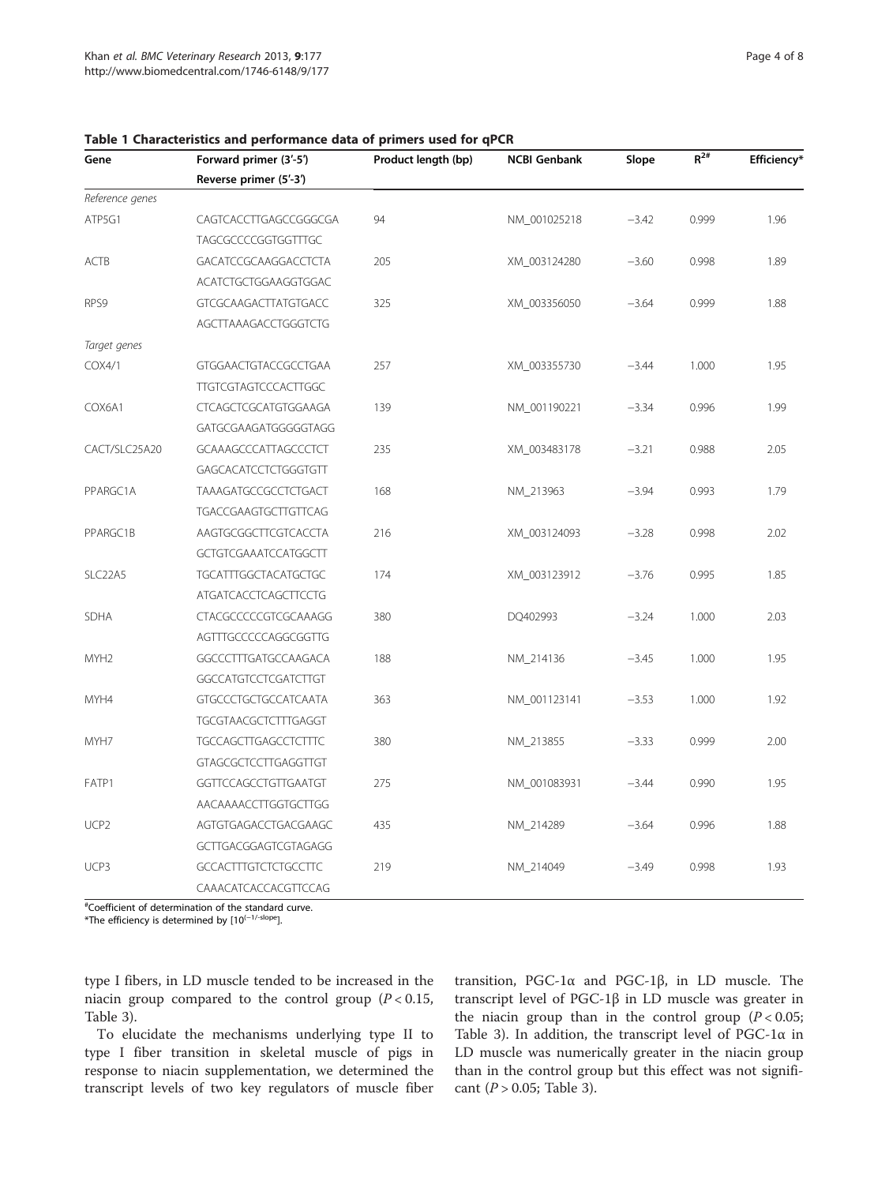**Table 1 Characteristics and performance data of primers used for qPCR**

| Gene | Forward primer (3′-5′) Reverse primer (5′-3′) | Product length (bp) | NCBI Genbank | Slope | $R^{2\#}$ | Efficiency* |
|---|---|---|---|---|---|---|
| *Reference genes* | | | | | | |
| ATP5G1 | CAGTCACCTTGAGCCGGGCGA | 94 | NM_001025218 | −3.42 | 0.999 | 1.96 |
| | TAGCGCCCCGGTGGTTTGC | | | | | |
| ACTB | GACATCCGCAAGGACCTCTA | 205 | XM_003124280 | −3.60 | 0.998 | 1.89 |
| | ACATCTGCTGGAAGGTGGAC | | | | | |
| RPS9 | GTCGCAAGACTTATGTGACC | 325 | XM_003356050 | −3.64 | 0.999 | 1.88 |
| | AGCTTAAAGACCTGGGTCTG | | | | | |
| *Target genes* | | | | | | |
| COX4/1 | GTGGAACTGTACCGCCTGAA | 257 | XM_003355730 | −3.44 | 1.000 | 1.95 |
| | TTGTCGTAGTCCCACTTGGC | | | | | |
| COX6A1 | CTCAGCTCGCATGTGGAAGA | 139 | NM_001190221 | −3.34 | 0.996 | 1.99 |
| | GATGCGAAGATGGGGGTAGG | | | | | |
| CACT/SLC25A20 | GCAAAGCCCATTAGCCCTCT | 235 | XM_003483178 | −3.21 | 0.988 | 2.05 |
| | GAGCACATCCTCTGGGTGTT | | | | | |
| PPARGC1A | TAAAGATGCCGCCTCTGACT | 168 | NM_213963 | −3.94 | 0.993 | 1.79 |
| | TGACCGAAGTGCTTGTTCAG | | | | | |
| PPARGC1B | AAGTGCGGCTTCGTCACCTA | 216 | XM_003124093 | −3.28 | 0.998 | 2.02 |
| | GCTGTCGAAATCCATGGCTT | | | | | |
| SLC22A5 | TGCATTTGGCTACATGCTGC | 174 | XM_003123912 | −3.76 | 0.995 | 1.85 |
| | ATGATCACCTCAGCTTCCTG | | | | | |
| SDHA | CTACGCCCCCGTCGCAAAGG | 380 | DQ402993 | −3.24 | 1.000 | 2.03 |
| | AGTTTGCCCCCAGGCGGTTG | | | | | |
| MYH2 | GGCCCTTTGATGCCAAGACA | 188 | NM_214136 | −3.45 | 1.000 | 1.95 |
| | GGCCATGTCCTCGATCTTGT | | | | | |
| MYH4 | GTGCCCTGCTGCCATCAATA | 363 | NM_001123141 | −3.53 | 1.000 | 1.92 |
| | TGCGTAACGCTCTTTGAGGT | | | | | |
| MYH7 | TGCCAGCTTGAGCCTCTTTC | 380 | NM_213855 | −3.33 | 0.999 | 2.00 |
| | GTAGCGCTCCTTGAGGTTGT | | | | | |
| FATP1 | GGTTCCAGCCTGTTGAATGT | 275 | NM_001083931 | −3.44 | 0.990 | 1.95 |
| | AACAAAACCTTGGTGCTTGG | | | | | |
| UCP2 | AGTGTGAGACCTGACGAAGC | 435 | NM_214289 | −3.64 | 0.996 | 1.88 |
| | GCTTGACGGAGTCGTAGAGG | | | | | |
| UCP3 | GCCACTTTGTCTCTGCCTTC | 219 | NM_214049 | −3.49 | 0.998 | 1.93 |
| | CAAACATCACCACGTTCCAG | | | | | |

#Coefficient of determination of the standard curve.
*The efficiency is determined by $[10^{(-1/\text{-slope})}]$.

type I fibers, in LD muscle tended to be increased in the niacin group compared to the control group ($P < 0.15$, Table 3).

To elucidate the mechanisms underlying type II to type I fiber transition in skeletal muscle of pigs in response to niacin supplementation, we determined the transcript levels of two key regulators of muscle fiber transition, PGC-1α and PGC-1β, in LD muscle. The transcript level of PGC-1β in LD muscle was greater in the niacin group than in the control group ($P < 0.05$; Table 3). In addition, the transcript level of PGC-1α in LD muscle was numerically greater in the niacin group than in the control group but this effect was not significant ($P > 0.05$; Table 3).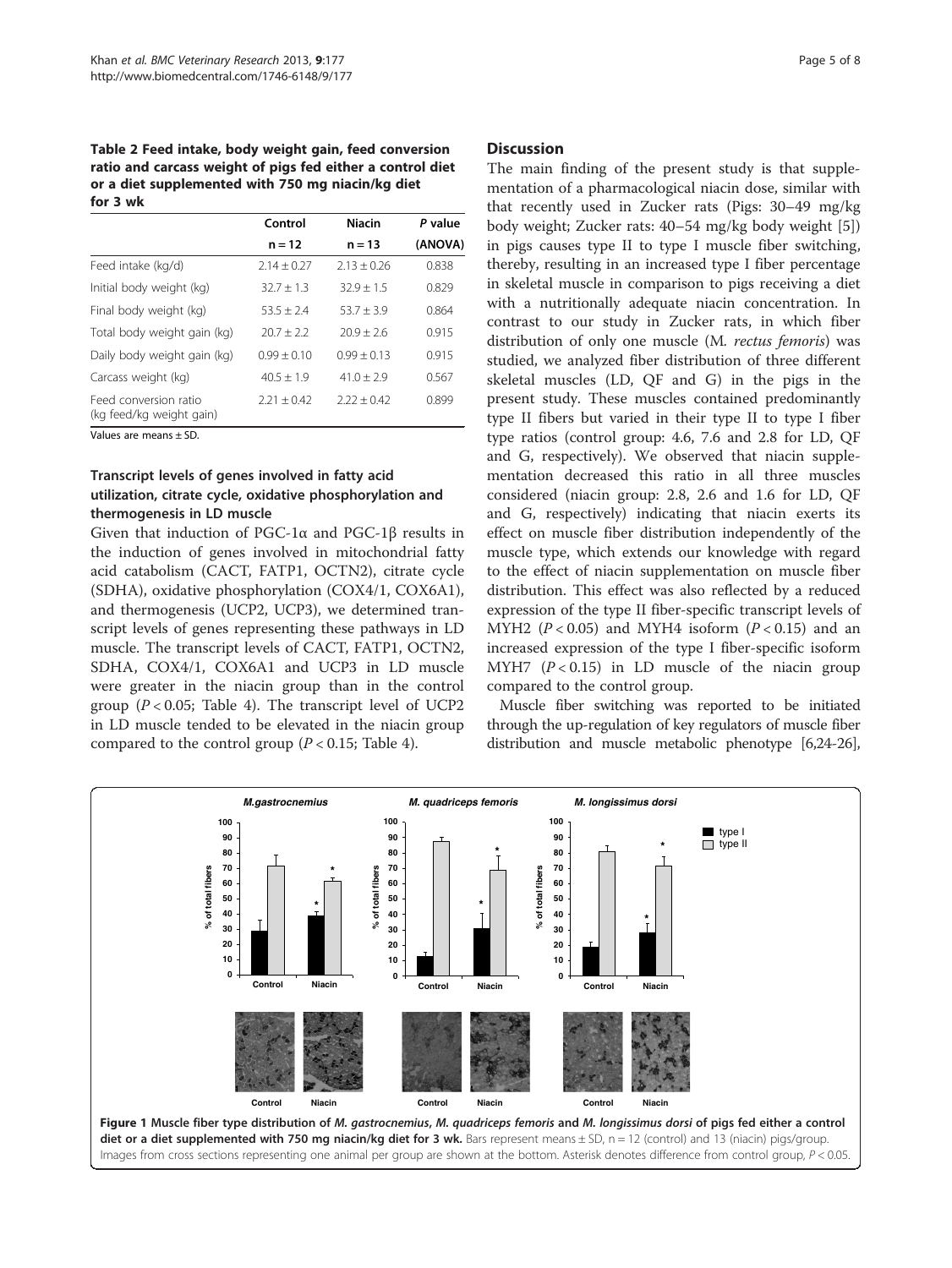**Table 2 Feed intake, body weight gain, feed conversion ratio and carcass weight of pigs fed either a control diet or a diet supplemented with 750 mg niacin/kg diet for 3 wk**

| | Control | Niacin | *P* value |
|---|---|---|---|
| | n = 12 | n = 13 | (ANOVA) |
| Feed intake (kg/d) | 2.14 ± 0.27 | 2.13 ± 0.26 | 0.838 |
| Initial body weight (kg) | 32.7 ± 1.3 | 32.9 ± 1.5 | 0.829 |
| Final body weight (kg) | 53.5 ± 2.4 | 53.7 ± 3.9 | 0.864 |
| Total body weight gain (kg) | 20.7 ± 2.2 | 20.9 ± 2.6 | 0.915 |
| Daily body weight gain (kg) | 0.99 ± 0.10 | 0.99 ± 0.13 | 0.915 |
| Carcass weight (kg) | 40.5 ± 1.9 | 41.0 ± 2.9 | 0.567 |
| Feed conversion ratio (kg feed/kg weight gain) | 2.21 ± 0.42 | 2.22 ± 0.42 | 0.899 |

Values are means ± SD.

### Transcript levels of genes involved in fatty acid utilization, citrate cycle, oxidative phosphorylation and thermogenesis in LD muscle

Given that induction of PGC-1α and PGC-1β results in the induction of genes involved in mitochondrial fatty acid catabolism (CACT, FATP1, OCTN2), citrate cycle (SDHA), oxidative phosphorylation (COX4/1, COX6A1), and thermogenesis (UCP2, UCP3), we determined transcript levels of genes representing these pathways in LD muscle. The transcript levels of CACT, FATP1, OCTN2, SDHA, COX4/1, COX6A1 and UCP3 in LD muscle were greater in the niacin group than in the control group ($P < 0.05$; Table 4). The transcript level of UCP2 in LD muscle tended to be elevated in the niacin group compared to the control group ($P < 0.15$; Table 4).

## Discussion

The main finding of the present study is that supplementation of a pharmacological niacin dose, similar with that recently used in Zucker rats (Pigs: 30–49 mg/kg body weight; Zucker rats: 40–54 mg/kg body weight [5]) in pigs causes type II to type I muscle fiber switching, thereby, resulting in an increased type I fiber percentage in skeletal muscle in comparison to pigs receiving a diet with a nutritionally adequate niacin concentration. In contrast to our study in Zucker rats, in which fiber distribution of only one muscle (M. *rectus femoris*) was studied, we analyzed fiber distribution of three different skeletal muscles (LD, QF and G) in the pigs in the present study. These muscles contained predominantly type II fibers but varied in their type II to type I fiber type ratios (control group: 4.6, 7.6 and 2.8 for LD, QF and G, respectively). We observed that niacin supplementation decreased this ratio in all three muscles considered (niacin group: 2.8, 2.6 and 1.6 for LD, QF and G, respectively) indicating that niacin exerts its effect on muscle fiber distribution independently of the muscle type, which extends our knowledge with regard to the effect of niacin supplementation on muscle fiber distribution. This effect was also reflected by a reduced expression of the type II fiber-specific transcript levels of MYH2 ($P < 0.05$) and MYH4 isoform ($P < 0.15$) and an increased expression of the type I fiber-specific isoform MYH7 ($P < 0.15$) in LD muscle of the niacin group compared to the control group.

Muscle fiber switching was reported to be initiated through the up-regulation of key regulators of muscle fiber distribution and muscle metabolic phenotype [6,24-26],

**Figure 1 Muscle fiber type distribution of *M. gastrocnemius*, *M. quadriceps femoris* and *M. longissimus dorsi* of pigs fed either a control diet or a diet supplemented with 750 mg niacin/kg diet for 3 wk.** Bars represent means ± SD, n = 12 (control) and 13 (niacin) pigs/group. Images from cross sections representing one animal per group are shown at the bottom. Asterisk denotes difference from control group, $P < 0.05$.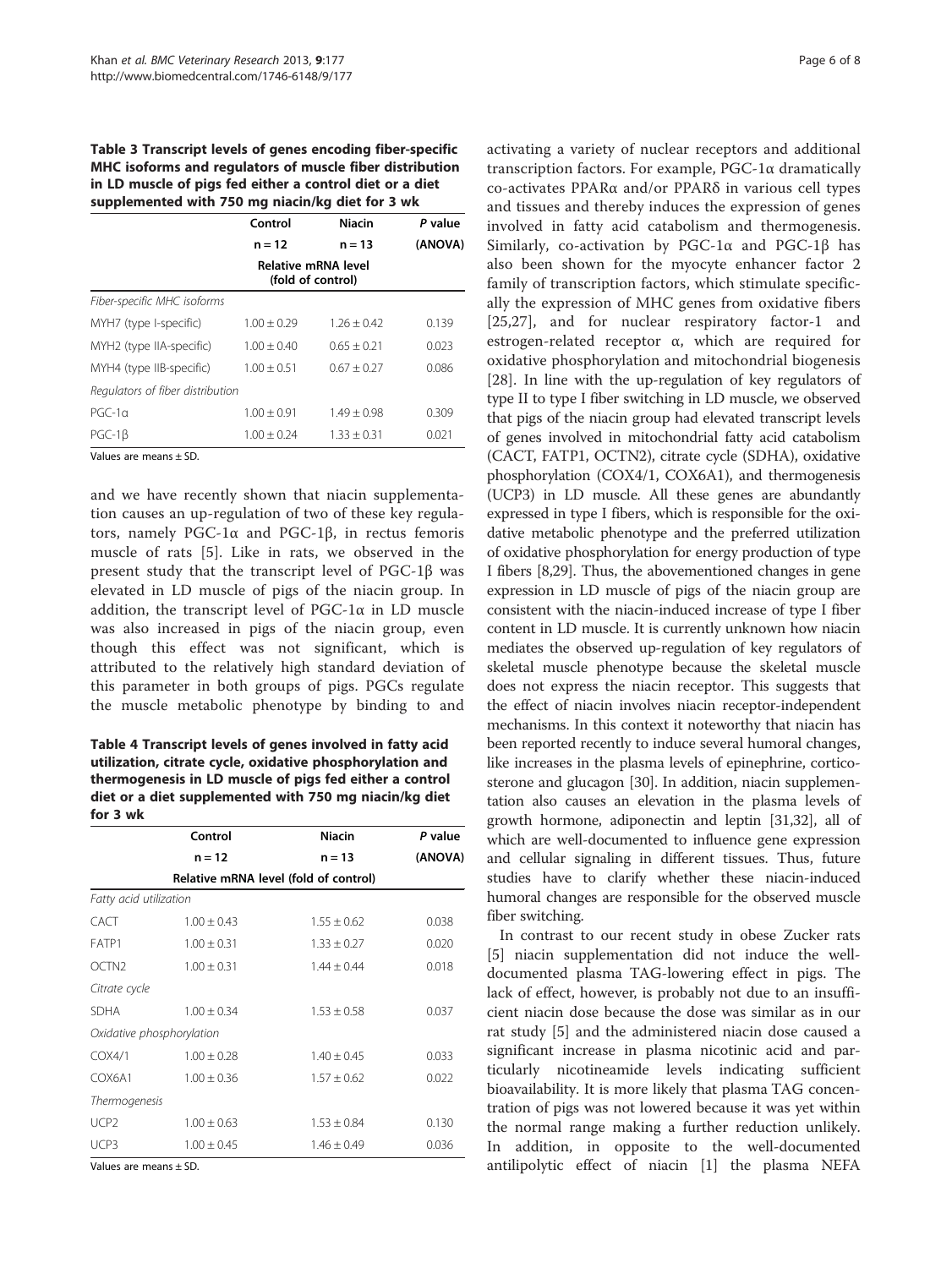**Table 3 Transcript levels of genes encoding fiber-specific MHC isoforms and regulators of muscle fiber distribution in LD muscle of pigs fed either a control diet or a diet supplemented with 750 mg niacin/kg diet for 3 wk**

| | Control | Niacin | *P* value |
|---|---|---|---|
| | n = 12 | n = 13 | (ANOVA) |
| | **Relative mRNA level (fold of control)** | | |
| *Fiber-specific MHC isoforms* | | | |
| MYH7 (type I-specific) | 1.00 ± 0.29 | 1.26 ± 0.42 | 0.139 |
| MYH2 (type IIA-specific) | 1.00 ± 0.40 | 0.65 ± 0.21 | 0.023 |
| MYH4 (type IIB-specific) | 1.00 ± 0.51 | 0.67 ± 0.27 | 0.086 |
| *Regulators of fiber distribution* | | | |
| PGC-1α | 1.00 ± 0.91 | 1.49 ± 0.98 | 0.309 |
| PGC-1β | 1.00 ± 0.24 | 1.33 ± 0.31 | 0.021 |

Values are means ± SD.

and we have recently shown that niacin supplementation causes an up-regulation of two of these key regulators, namely PGC-1α and PGC-1β, in rectus femoris muscle of rats [5]. Like in rats, we observed in the present study that the transcript level of PGC-1β was elevated in LD muscle of pigs of the niacin group. In addition, the transcript level of PGC-1α in LD muscle was also increased in pigs of the niacin group, even though this effect was not significant, which is attributed to the relatively high standard deviation of this parameter in both groups of pigs. PGCs regulate the muscle metabolic phenotype by binding to and

**Table 4 Transcript levels of genes involved in fatty acid utilization, citrate cycle, oxidative phosphorylation and thermogenesis in LD muscle of pigs fed either a control diet or a diet supplemented with 750 mg niacin/kg diet for 3 wk**

| | Control | Niacin | *P* value |
|---|---|---|---|
| | n = 12 | n = 13 | (ANOVA) |
| | **Relative mRNA level (fold of control)** | | |
| *Fatty acid utilization* | | | |
| CACT | 1.00 ± 0.43 | 1.55 ± 0.62 | 0.038 |
| FATP1 | 1.00 ± 0.31 | 1.33 ± 0.27 | 0.020 |
| OCTN2 | 1.00 ± 0.31 | 1.44 ± 0.44 | 0.018 |
| *Citrate cycle* | | | |
| SDHA | 1.00 ± 0.34 | 1.53 ± 0.58 | 0.037 |
| *Oxidative phosphorylation* | | | |
| COX4/1 | 1.00 ± 0.28 | 1.40 ± 0.45 | 0.033 |
| COX6A1 | 1.00 ± 0.36 | 1.57 ± 0.62 | 0.022 |
| *Thermogenesis* | | | |
| UCP2 | 1.00 ± 0.63 | 1.53 ± 0.84 | 0.130 |
| UCP3 | 1.00 ± 0.45 | 1.46 ± 0.49 | 0.036 |

Values are means ± SD.

activating a variety of nuclear receptors and additional transcription factors. For example, PGC-1α dramatically co-activates PPARα and/or PPARδ in various cell types and tissues and thereby induces the expression of genes involved in fatty acid catabolism and thermogenesis. Similarly, co-activation by PGC-1α and PGC-1β has also been shown for the myocyte enhancer factor 2 family of transcription factors, which stimulate specifically the expression of MHC genes from oxidative fibers [25,27], and for nuclear respiratory factor-1 and estrogen-related receptor α, which are required for oxidative phosphorylation and mitochondrial biogenesis [28]. In line with the up-regulation of key regulators of type II to type I fiber switching in LD muscle, we observed that pigs of the niacin group had elevated transcript levels of genes involved in mitochondrial fatty acid catabolism (CACT, FATP1, OCTN2), citrate cycle (SDHA), oxidative phosphorylation (COX4/1, COX6A1), and thermogenesis (UCP3) in LD muscle. All these genes are abundantly expressed in type I fibers, which is responsible for the oxidative metabolic phenotype and the preferred utilization of oxidative phosphorylation for energy production of type I fibers [8,29]. Thus, the abovementioned changes in gene expression in LD muscle of pigs of the niacin group are consistent with the niacin-induced increase of type I fiber content in LD muscle. It is currently unknown how niacin mediates the observed up-regulation of key regulators of skeletal muscle phenotype because the skeletal muscle does not express the niacin receptor. This suggests that the effect of niacin involves niacin receptor-independent mechanisms. In this context it noteworthy that niacin has been reported recently to induce several humoral changes, like increases in the plasma levels of epinephrine, corticosterone and glucagon [30]. In addition, niacin supplementation also causes an elevation in the plasma levels of growth hormone, adiponectin and leptin [31,32], all of which are well-documented to influence gene expression and cellular signaling in different tissues. Thus, future studies have to clarify whether these niacin-induced humoral changes are responsible for the observed muscle fiber switching.

In contrast to our recent study in obese Zucker rats [5] niacin supplementation did not induce the well-documented plasma TAG-lowering effect in pigs. The lack of effect, however, is probably not due to an insufficient niacin dose because the dose was similar as in our rat study [5] and the administered niacin dose caused a significant increase in plasma nicotinic acid and particularly nicotineamide levels indicating sufficient bioavailability. It is more likely that plasma TAG concentration of pigs was not lowered because it was yet within the normal range making a further reduction unlikely. In addition, in opposite to the well-documented antilipolytic effect of niacin [1] the plasma NEFA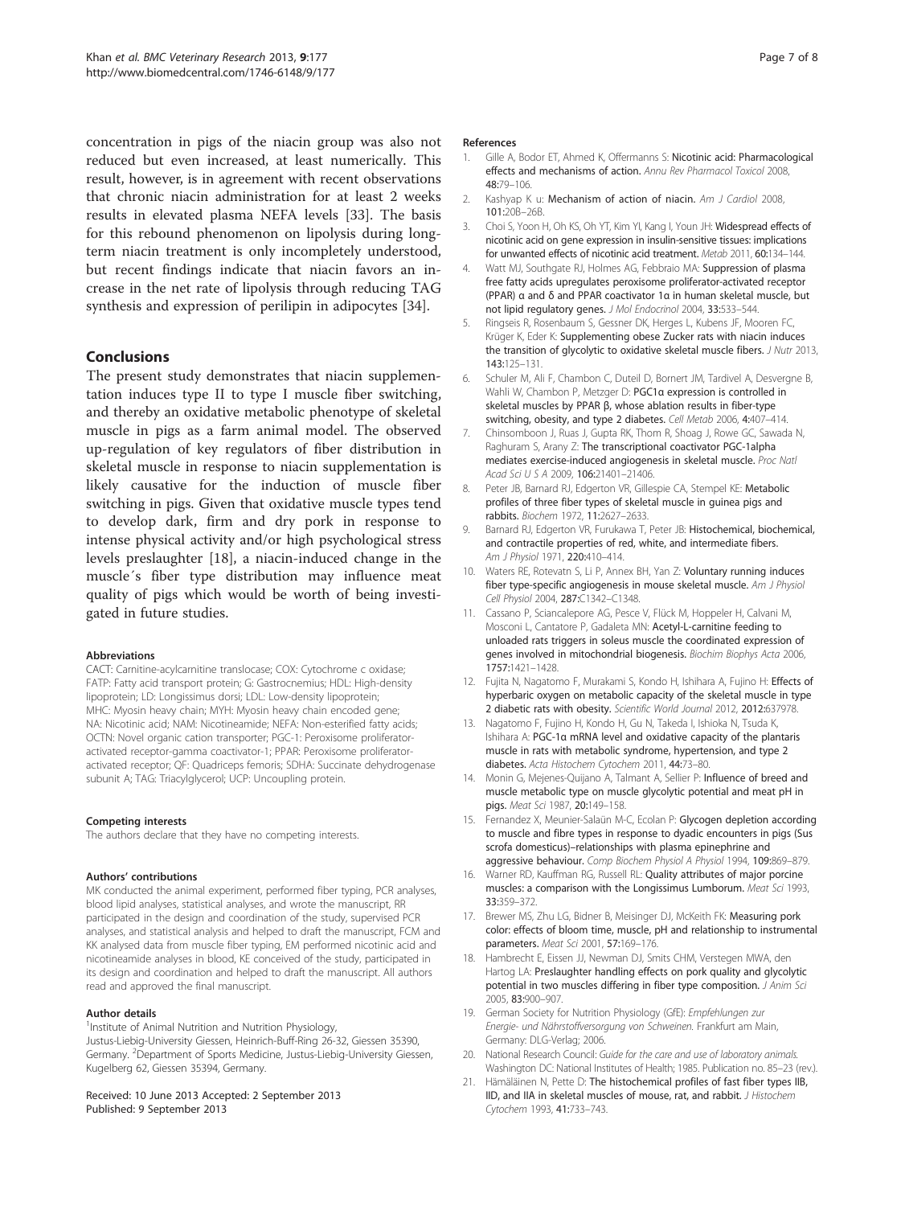concentration in pigs of the niacin group was also not reduced but even increased, at least numerically. This result, however, is in agreement with recent observations that chronic niacin administration for at least 2 weeks results in elevated plasma NEFA levels [33]. The basis for this rebound phenomenon on lipolysis during long-term niacin treatment is only incompletely understood, but recent findings indicate that niacin favors an increase in the net rate of lipolysis through reducing TAG synthesis and expression of perilipin in adipocytes [34].

## Conclusions

The present study demonstrates that niacin supplementation induces type II to type I muscle fiber switching, and thereby an oxidative metabolic phenotype of skeletal muscle in pigs as a farm animal model. The observed up-regulation of key regulators of fiber distribution in skeletal muscle in response to niacin supplementation is likely causative for the induction of muscle fiber switching in pigs. Given that oxidative muscle types tend to develop dark, firm and dry pork in response to intense physical activity and/or high psychological stress levels preslaughter [18], a niacin-induced change in the muscle´s fiber type distribution may influence meat quality of pigs which would be worth of being investigated in future studies.

#### Abbreviations

CACT: Carnitine-acylcarnitine translocase; COX: Cytochrome c oxidase; FATP: Fatty acid transport protein; G: Gastrocnemius; HDL: High-density lipoprotein; LD: Longissimus dorsi; LDL: Low-density lipoprotein; MHC: Myosin heavy chain; MYH: Myosin heavy chain encoded gene; NA: Nicotinic acid; NAM: Nicotineamide; NEFA: Non-esterified fatty acids; OCTN: Novel organic cation transporter; PGC-1: Peroxisome proliferator-activated receptor-gamma coactivator-1; PPAR: Peroxisome proliferator-activated receptor; QF: Quadriceps femoris; SDHA: Succinate dehydrogenase subunit A; TAG: Triacylglycerol; UCP: Uncoupling protein.

#### Competing interests

The authors declare that they have no competing interests.

#### Authors' contributions

MK conducted the animal experiment, performed fiber typing, PCR analyses, blood lipid analyses, statistical analyses, and wrote the manuscript, RR participated in the design and coordination of the study, supervised PCR analyses, and statistical analysis and helped to draft the manuscript, FCM and KK analysed data from muscle fiber typing, EM performed nicotinic acid and nicotineamide analyses in blood, KE conceived of the study, participated in its design and coordination and helped to draft the manuscript. All authors read and approved the final manuscript.

#### Author details

[1]Institute of Animal Nutrition and Nutrition Physiology, Justus-Liebig-University Giessen, Heinrich-Buff-Ring 26-32, Giessen 35390, Germany. [2]Department of Sports Medicine, Justus-Liebig-University Giessen, Kugelberg 62, Giessen 35394, Germany.

Received: 10 June 2013 Accepted: 2 September 2013
Published: 9 September 2013

#### References

1. Gille A, Bodor ET, Ahmed K, Offermanns S: **Nicotinic acid: Pharmacological effects and mechanisms of action.** *Annu Rev Pharmacol Toxicol* 2008, **48:**79–106.
2. Kashyap K u: **Mechanism of action of niacin.** *Am J Cardiol* 2008, **101:**20B–26B.
3. Choi S, Yoon H, Oh KS, Oh YT, Kim YI, Kang I, Youn JH: **Widespread effects of nicotinic acid on gene expression in insulin-sensitive tissues: implications for unwanted effects of nicotinic acid treatment.** *Metab* 2011, **60:**134–144.
4. Watt MJ, Southgate RJ, Holmes AG, Febbraio MA: **Suppression of plasma free fatty acids upregulates peroxisome proliferator-activated receptor (PPAR) α and δ and PPAR coactivator 1α in human skeletal muscle, but not lipid regulatory genes.** *J Mol Endocrinol* 2004, **33:**533–544.
5. Ringseis R, Rosenbaum S, Gessner DK, Herges L, Kubens JF, Mooren FC, Krüger K, Eder K: **Supplementing obese Zucker rats with niacin induces the transition of glycolytic to oxidative skeletal muscle fibers.** *J Nutr* 2013, **143:**125–131.
6. Schuler M, Ali F, Chambon C, Duteil D, Bornert JM, Tardivel A, Desvergne B, Wahli W, Chambon P, Metzger D: **PGC1α expression is controlled in skeletal muscles by PPAR β, whose ablation results in fiber-type switching, obesity, and type 2 diabetes.** *Cell Metab* 2006, **4:**407–414.
7. Chinsomboon J, Ruas J, Gupta RK, Thom R, Shoag J, Rowe GC, Sawada N, Raghuram S, Arany Z: **The transcriptional coactivator PGC-1alpha mediates exercise-induced angiogenesis in skeletal muscle.** *Proc Natl Acad Sci U S A* 2009, **106:**21401–21406.
8. Peter JB, Barnard RJ, Edgerton VR, Gillespie CA, Stempel KE: **Metabolic profiles of three fiber types of skeletal muscle in guinea pigs and rabbits.** *Biochem* 1972, **11:**2627–2633.
9. Barnard RJ, Edgerton VR, Furukawa T, Peter JB: **Histochemical, biochemical, and contractile properties of red, white, and intermediate fibers.** *Am J Physiol* 1971, **220:**410–414.
10. Waters RE, Rotevatn S, Li P, Annex BH, Yan Z: **Voluntary running induces fiber type-specific angiogenesis in mouse skeletal muscle.** *Am J Physiol Cell Physiol* 2004, **287:**C1342–C1348.
11. Cassano P, Sciancalepore AG, Pesce V, Flück M, Hoppeler H, Calvani M, Mosconi L, Cantatore P, Gadaleta MN: **Acetyl-L-carnitine feeding to unloaded rats triggers in soleus muscle the coordinated expression of genes involved in mitochondrial biogenesis.** *Biochim Biophys Acta* 2006, **1757:**1421–1428.
12. Fujita N, Nagatomo F, Murakami S, Kondo H, Ishihara A, Fujino H: **Effects of hyperbaric oxygen on metabolic capacity of the skeletal muscle in type 2 diabetic rats with obesity.** *Scientific World Journal* 2012, **2012:**637978.
13. Nagatomo F, Fujino H, Kondo H, Gu N, Takeda I, Ishioka N, Tsuda K, Ishihara A: **PGC-1α mRNA level and oxidative capacity of the plantaris muscle in rats with metabolic syndrome, hypertension, and type 2 diabetes.** *Acta Histochem Cytochem* 2011, **44:**73–80.
14. Monin G, Mejenes-Quijano A, Talmant A, Sellier P: **Influence of breed and muscle metabolic type on muscle glycolytic potential and meat pH in pigs.** *Meat Sci* 1987, **20:**149–158.
15. Fernandez X, Meunier-Salaün M-C, Ecolan P: **Glycogen depletion according to muscle and fibre types in response to dyadic encounters in pigs (Sus scrofa domesticus)–relationships with plasma epinephrine and aggressive behaviour.** *Comp Biochem Physiol A Physiol* 1994, **109:**869–879.
16. Warner RD, Kauffman RG, Russell RL: **Quality attributes of major porcine muscles: a comparison with the Longissimus Lumborum.** *Meat Sci* 1993, **33:**359–372.
17. Brewer MS, Zhu LG, Bidner B, Meisinger DJ, McKeith FK: **Measuring pork color: effects of bloom time, muscle, pH and relationship to instrumental parameters.** *Meat Sci* 2001, **57:**169–176.
18. Hambrecht E, Eissen JJ, Newman DJ, Smits CHM, Verstegen MWA, den Hartog LA: **Preslaughter handling effects on pork quality and glycolytic potential in two muscles differing in fiber type composition.** *J Anim Sci* 2005, **83:**900–907.
19. German Society for Nutrition Physiology (GfE): *Empfehlungen zur Energie- und Nährstoffversorgung von Schweinen.* Frankfurt am Main, Germany: DLG-Verlag; 2006.
20. National Research Council: *Guide for the care and use of laboratory animals.* Washington DC: National Institutes of Health; 1985. Publication no. 85–23 (rev.).
21. Hämäläinen N, Pette D: **The histochemical profiles of fast fiber types IIB, IID, and IIA in skeletal muscles of mouse, rat, and rabbit.** *J Histochem Cytochem* 1993, **41:**733–743.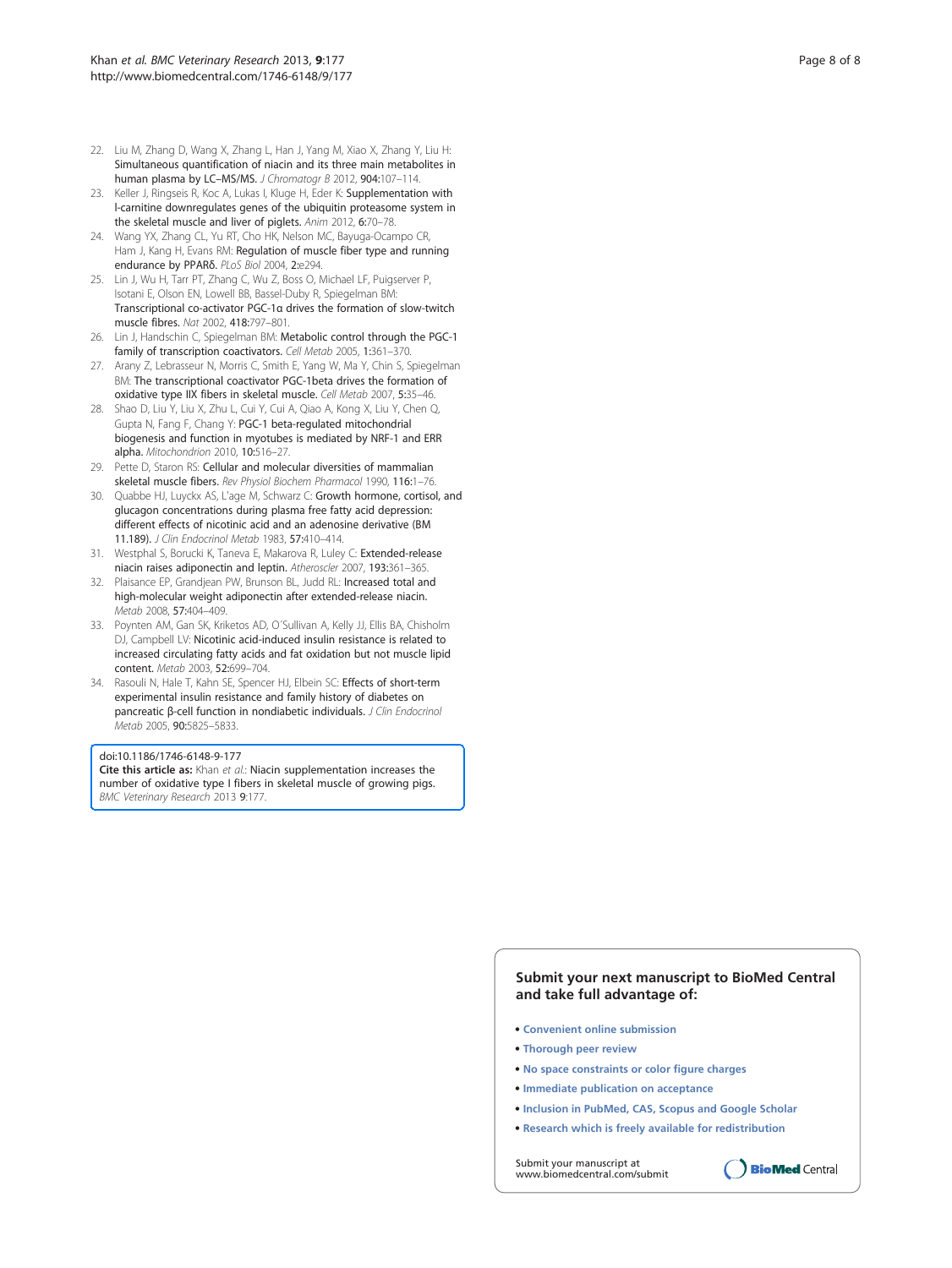22. Liu M, Zhang D, Wang X, Zhang L, Han J, Yang M, Xiao X, Zhang Y, Liu H: **Simultaneous quantification of niacin and its three main metabolites in human plasma by LC–MS/MS.** *J Chromatogr B* 2012, **904:**107–114.
23. Keller J, Ringseis R, Koc A, Lukas I, Kluge H, Eder K: **Supplementation with l-carnitine downregulates genes of the ubiquitin proteasome system in the skeletal muscle and liver of piglets.** *Anim* 2012, **6:**70–78.
24. Wang YX, Zhang CL, Yu RT, Cho HK, Nelson MC, Bayuga-Ocampo CR, Ham J, Kang H, Evans RM: **Regulation of muscle fiber type and running endurance by PPARδ.** *PLoS Biol* 2004, **2:**e294.
25. Lin J, Wu H, Tarr PT, Zhang C, Wu Z, Boss O, Michael LF, Puigserver P, Isotani E, Olson EN, Lowell BB, Bassel-Duby R, Spiegelman BM: **Transcriptional co-activator PGC-1α drives the formation of slow-twitch muscle fibres.** *Nat* 2002, **418:**797–801.
26. Lin J, Handschin C, Spiegelman BM: **Metabolic control through the PGC-1 family of transcription coactivators.** *Cell Metab* 2005, **1:**361–370.
27. Arany Z, Lebrasseur N, Morris C, Smith E, Yang W, Ma Y, Chin S, Spiegelman BM: **The transcriptional coactivator PGC-1beta drives the formation of oxidative type IIX fibers in skeletal muscle.** *Cell Metab* 2007, **5:**35–46.
28. Shao D, Liu Y, Liu X, Zhu L, Cui Y, Cui A, Qiao A, Kong X, Liu Y, Chen Q, Gupta N, Fang F, Chang Y: **PGC-1 beta-regulated mitochondrial biogenesis and function in myotubes is mediated by NRF-1 and ERR alpha.** *Mitochondrion* 2010, **10:**516–27.
29. Pette D, Staron RS: **Cellular and molecular diversities of mammalian skeletal muscle fibers.** *Rev Physiol Biochem Pharmacol* 1990, **116:**1–76.
30. Quabbe HJ, Luyckx AS, L'age M, Schwarz C: **Growth hormone, cortisol, and glucagon concentrations during plasma free fatty acid depression: different effects of nicotinic acid and an adenosine derivative (BM 11.189).** *J Clin Endocrinol Metab* 1983, **57:**410–414.
31. Westphal S, Borucki K, Taneva E, Makarova R, Luley C: **Extended-release niacin raises adiponectin and leptin.** *Atheroscler* 2007, **193:**361–365.
32. Plaisance EP, Grandjean PW, Brunson BL, Judd RL: **Increased total and high-molecular weight adiponectin after extended-release niacin.** *Metab* 2008, **57:**404–409.
33. Poynten AM, Gan SK, Kriketos AD, O´Sullivan A, Kelly JJ, Ellis BA, Chisholm DJ, Campbell LV: **Nicotinic acid-induced insulin resistance is related to increased circulating fatty acids and fat oxidation but not muscle lipid content.** *Metab* 2003, **52:**699–704.
34. Rasouli N, Hale T, Kahn SE, Spencer HJ, Elbein SC: **Effects of short-term experimental insulin resistance and family history of diabetes on pancreatic β-cell function in nondiabetic individuals.** *J Clin Endocrinol Metab* 2005, **90:**5825–5833.

doi:10.1186/1746-6148-9-177
**Cite this article as:** Khan *et al.*: Niacin supplementation increases the number of oxidative type I fibers in skeletal muscle of growing pigs. *BMC Veterinary Research* 2013 **9**:177.

**Submit your next manuscript to BioMed Central and take full advantage of:**

- Convenient online submission
- Thorough peer review
- No space constraints or color figure charges
- Immediate publication on acceptance
- Inclusion in PubMed, CAS, Scopus and Google Scholar
- Research which is freely available for redistribution

Submit your manuscript at
www.biomedcentral.com/submit